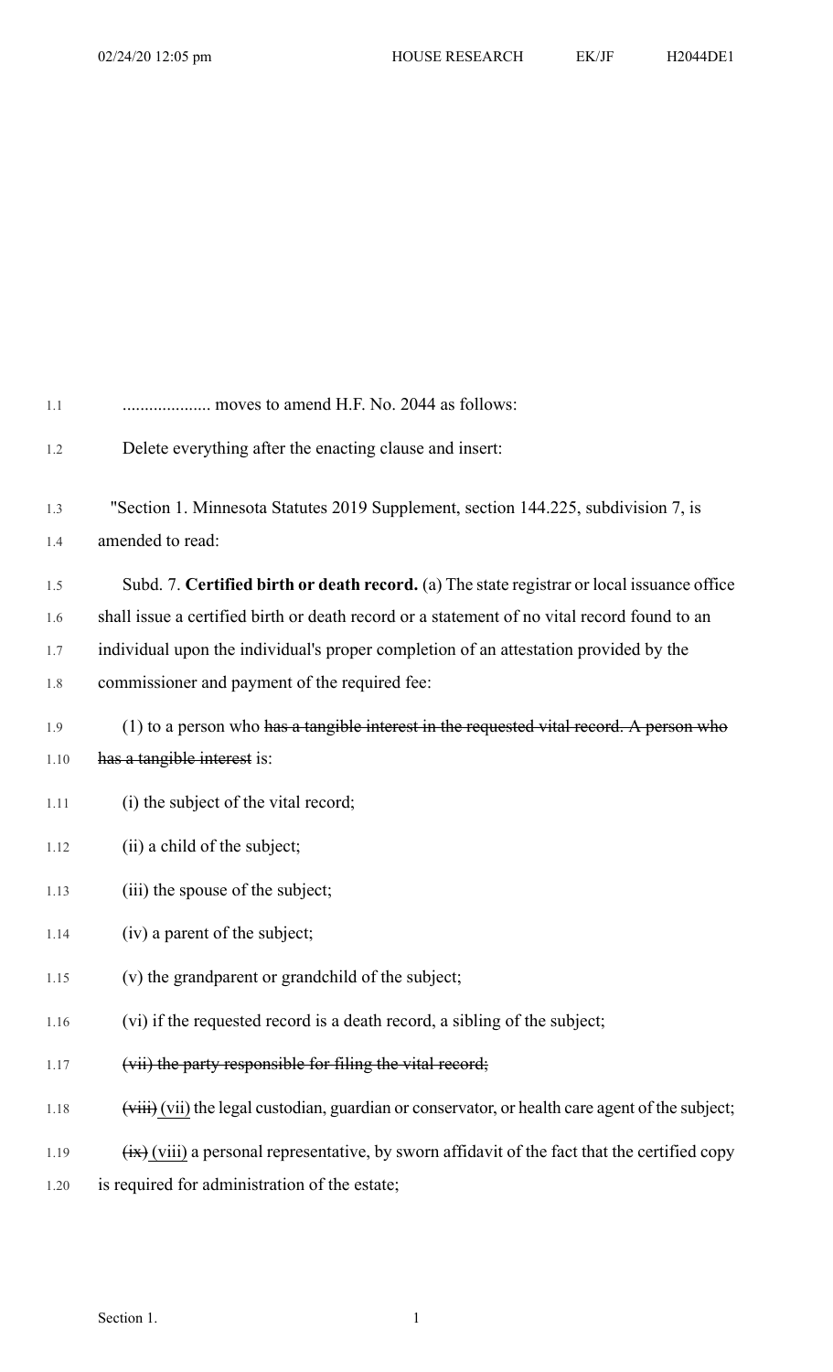.................... moves to amend H.F. No. 2044 as follows:

Delete everything after the enacting clause and insert:

"Section 1. Minnesota Statutes 2019 Supplement, section 144.225, subdivision 7, is amended to read:

Subd. 7. **Certified birth or death record.** (a) The state registrar or local issuance office shall issue a certified birth or death record or a statement of no vital record found to an individual upon the individual's proper completion of an attestation provided by the commissioner and payment of the required fee:

(1) to a person who ~~has a tangible interest in the requested vital record. A person who has a tangible interest~~ is:

(i) the subject of the vital record;

(ii) a child of the subject;

(iii) the spouse of the subject;

(iv) a parent of the subject;

(v) the grandparent or grandchild of the subject;

(vi) if the requested record is a death record, a sibling of the subject;

~~(vii) the party responsible for filing the vital record;~~

~~(viii)~~ <u>(vii)</u> the legal custodian, guardian or conservator, or health care agent of the subject;

~~(ix)~~ <u>(viii)</u> a personal representative, by sworn affidavit of the fact that the certified copy is required for administration of the estate;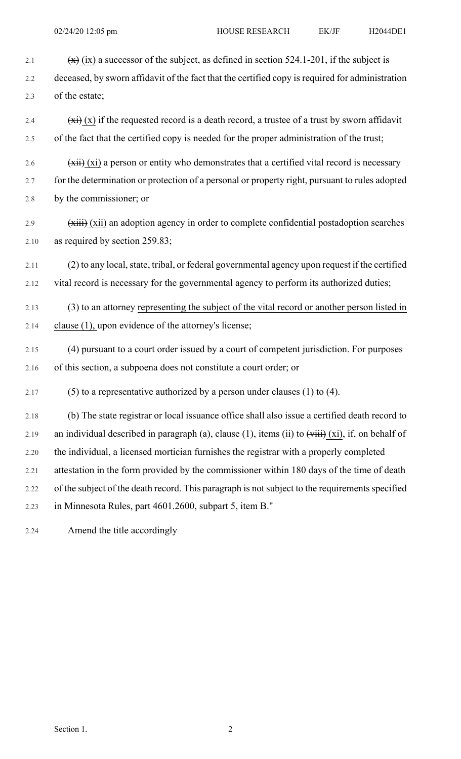~~(x)~~ (ix) a successor of the subject, as defined in section 524.1-201, if the subject is deceased, by sworn affidavit of the fact that the certified copy is required for administration of the estate;

~~(xi)~~ (x) if the requested record is a death record, a trustee of a trust by sworn affidavit of the fact that the certified copy is needed for the proper administration of the trust;

~~(xii)~~ (xi) a person or entity who demonstrates that a certified vital record is necessary for the determination or protection of a personal or property right, pursuant to rules adopted by the commissioner; or

~~(xiii)~~ (xii) an adoption agency in order to complete confidential postadoption searches as required by section 259.83;

(2) to any local, state, tribal, or federal governmental agency upon request if the certified vital record is necessary for the governmental agency to perform its authorized duties;

(3) to an attorney representing the subject of the vital record or another person listed in clause (1), upon evidence of the attorney's license;

(4) pursuant to a court order issued by a court of competent jurisdiction. For purposes of this section, a subpoena does not constitute a court order; or

(5) to a representative authorized by a person under clauses (1) to (4).

(b) The state registrar or local issuance office shall also issue a certified death record to an individual described in paragraph (a), clause (1), items (ii) to ~~(viii)~~ (xi), if, on behalf of the individual, a licensed mortician furnishes the registrar with a properly completed attestation in the form provided by the commissioner within 180 days of the time of death of the subject of the death record. This paragraph is not subject to the requirements specified in Minnesota Rules, part 4601.2600, subpart 5, item B."

Amend the title accordingly